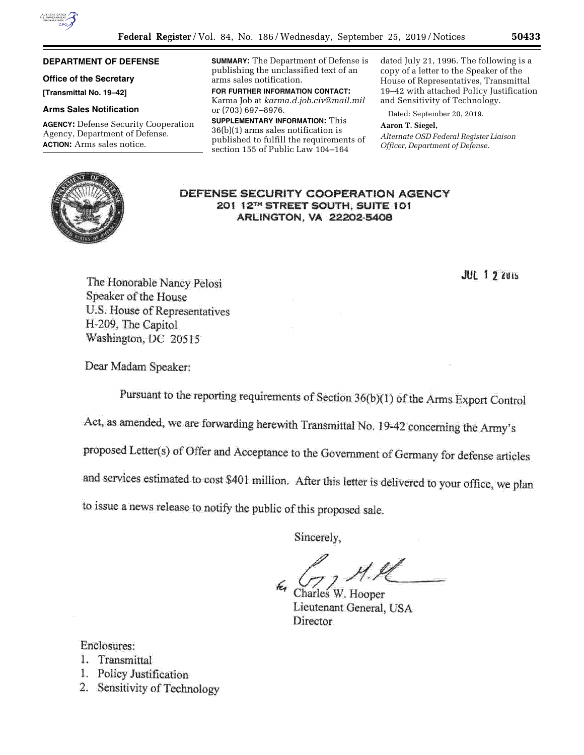## DEPARTMENT OF DEFENSE

### Office of the Secretary

**[Transmittal No. 19–42]**

### Arms Sales Notification

**AGENCY:** Defense Security Cooperation Agency, Department of Defense.

**ACTION:** Arms sales notice.

**SUMMARY:** The Department of Defense is publishing the unclassified text of an arms sales notification.

**FOR FURTHER INFORMATION CONTACT:** Karma Job at *karma.d.job.civ@mail.mil* or (703) 697–8976.

**SUPPLEMENTARY INFORMATION:** This 36(b)(1) arms sales notification is published to fulfill the requirements of section 155 of Public Law 104–164 dated July 21, 1996. The following is a copy of a letter to the Speaker of the House of Representatives, Transmittal 19–42 with attached Policy Justification and Sensitivity of Technology.

Dated: September 20, 2019.

**Aaron T. Siegel,**

*Alternate OSD Federal Register Liaison Officer, Department of Defense.*

DEFENSE SECURITY COOPERATION AGENCY
201 12TH STREET SOUTH, SUITE 101
ARLINGTON, VA 22202-5408

JUL 12 2019

The Honorable Nancy Pelosi
Speaker of the House
U.S. House of Representatives
H-209, The Capitol
Washington, DC 20515

Dear Madam Speaker:

Pursuant to the reporting requirements of Section 36(b)(1) of the Arms Export Control Act, as amended, we are forwarding herewith Transmittal No. 19-42 concerning the Army's proposed Letter(s) of Offer and Acceptance to the Government of Germany for defense articles and services estimated to cost $401 million. After this letter is delivered to your office, we plan to issue a news release to notify the public of this proposed sale.

Sincerely,

for Charles W. Hooper
Lieutenant General, USA
Director

Enclosures:
1. Transmittal
1. Policy Justification
2. Sensitivity of Technology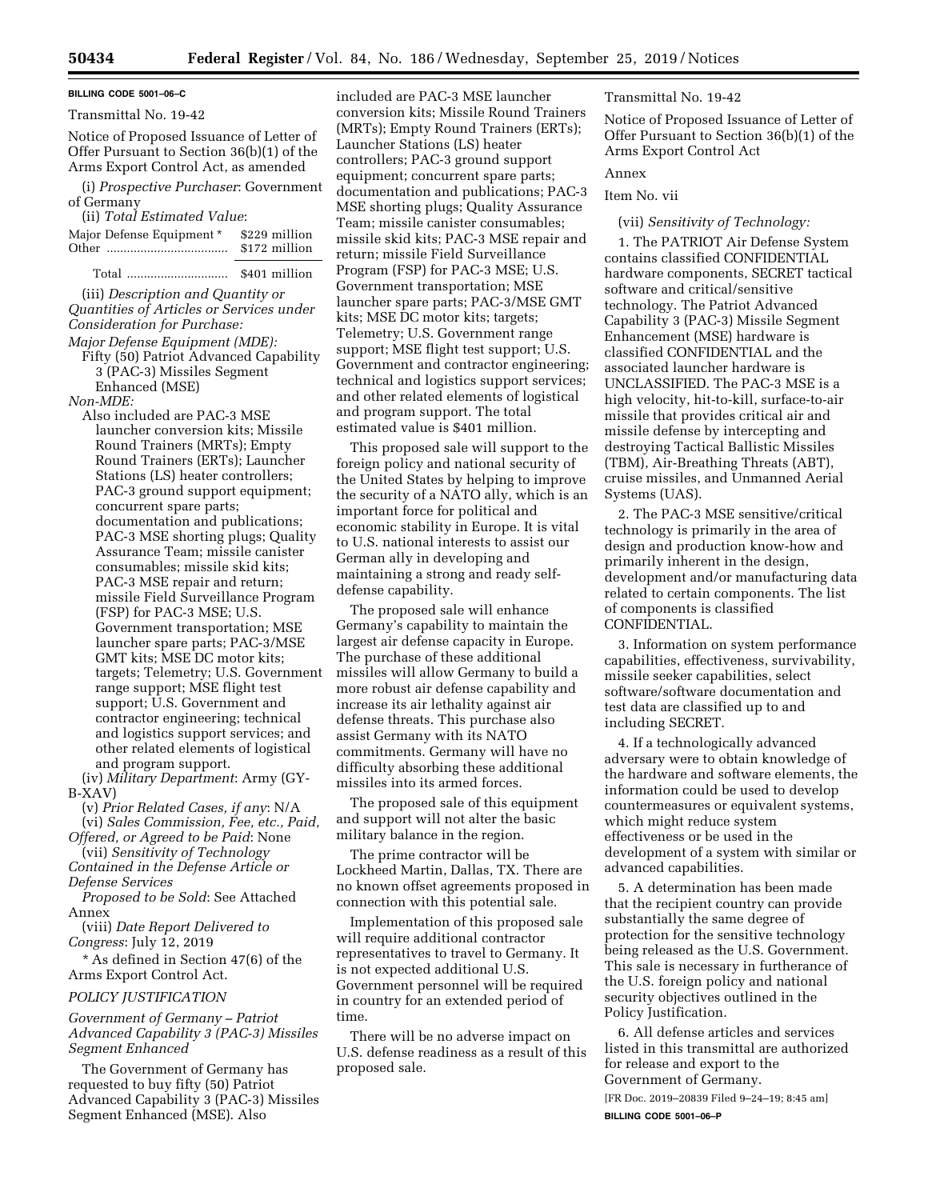BILLING CODE 5001–06–C

Transmittal No. 19-42

Notice of Proposed Issuance of Letter of Offer Pursuant to Section 36(b)(1) of the Arms Export Control Act, as amended

(i) *Prospective Purchaser*: Government of Germany

(ii) *Total Estimated Value*:

| | |
|---|---|
| Major Defense Equipment * | $229 million |
| Other | $172 million |
| Total | $401 million |

(iii) *Description and Quantity or Quantities of Articles or Services under Consideration for Purchase:*

*Major Defense Equipment (MDE):*

Fifty (50) Patriot Advanced Capability 3 (PAC-3) Missiles Segment Enhanced (MSE)

*Non-MDE:*

Also included are PAC-3 MSE launcher conversion kits; Missile Round Trainers (MRTs); Empty Round Trainers (ERTs); Launcher Stations (LS) heater controllers; PAC-3 ground support equipment; concurrent spare parts; documentation and publications; PAC-3 MSE shorting plugs; Quality Assurance Team; missile canister consumables; missile skid kits; PAC-3 MSE repair and return; missile Field Surveillance Program (FSP) for PAC-3 MSE; U.S. Government transportation; MSE launcher spare parts; PAC-3/MSE GMT kits; MSE DC motor kits; targets; Telemetry; U.S. Government range support; MSE flight test support; U.S. Government and contractor engineering; technical and logistics support services; and other related elements of logistical and program support.

(iv) *Military Department*: Army (GY-B-XAV)

(v) *Prior Related Cases, if any*: N/A

(vi) *Sales Commission, Fee, etc., Paid, Offered, or Agreed to be Paid*: None

(vii) *Sensitivity of Technology Contained in the Defense Article or Defense Services Proposed to be Sold*: See Attached Annex

(viii) *Date Report Delivered to Congress*: July 12, 2019

* As defined in Section 47(6) of the Arms Export Control Act.

*POLICY JUSTIFICATION*

*Government of Germany – Patriot Advanced Capability 3 (PAC-3) Missiles Segment Enhanced*

The Government of Germany has requested to buy fifty (50) Patriot Advanced Capability 3 (PAC-3) Missiles Segment Enhanced (MSE). Also included are PAC-3 MSE launcher conversion kits; Missile Round Trainers (MRTs); Empty Round Trainers (ERTs); Launcher Stations (LS) heater controllers; PAC-3 ground support equipment; concurrent spare parts; documentation and publications; PAC-3 MSE shorting plugs; Quality Assurance Team; missile canister consumables; missile skid kits; PAC-3 MSE repair and return; missile Field Surveillance Program (FSP) for PAC-3 MSE; U.S. Government transportation; MSE launcher spare parts; PAC-3/MSE GMT kits; MSE DC motor kits; targets; Telemetry; U.S. Government range support; MSE flight test support; U.S. Government and contractor engineering; technical and logistics support services; and other related elements of logistical and program support. The total estimated value is $401 million.

This proposed sale will support to the foreign policy and national security of the United States by helping to improve the security of a NATO ally, which is an important force for political and economic stability in Europe. It is vital to U.S. national interests to assist our German ally in developing and maintaining a strong and ready self-defense capability.

The proposed sale will enhance Germany's capability to maintain the largest air defense capacity in Europe. The purchase of these additional missiles will allow Germany to build a more robust air defense capability and increase its air lethality against air defense threats. This purchase also assist Germany with its NATO commitments. Germany will have no difficulty absorbing these additional missiles into its armed forces.

The proposed sale of this equipment and support will not alter the basic military balance in the region.

The prime contractor will be Lockheed Martin, Dallas, TX. There are no known offset agreements proposed in connection with this potential sale.

Implementation of this proposed sale will require additional contractor representatives to travel to Germany. It is not expected additional U.S. Government personnel will be required in country for an extended period of time.

There will be no adverse impact on U.S. defense readiness as a result of this proposed sale.

Transmittal No. 19-42

Notice of Proposed Issuance of Letter of Offer Pursuant to Section 36(b)(1) of the Arms Export Control Act

Annex

Item No. vii

(vii) *Sensitivity of Technology:*

1. The PATRIOT Air Defense System contains classified CONFIDENTIAL hardware components, SECRET tactical software and critical/sensitive technology. The Patriot Advanced Capability 3 (PAC-3) Missile Segment Enhancement (MSE) hardware is classified CONFIDENTIAL and the associated launcher hardware is UNCLASSIFIED. The PAC-3 MSE is a high velocity, hit-to-kill, surface-to-air missile that provides critical air and missile defense by intercepting and destroying Tactical Ballistic Missiles (TBM), Air-Breathing Threats (ABT), cruise missiles, and Unmanned Aerial Systems (UAS).

2. The PAC-3 MSE sensitive/critical technology is primarily in the area of design and production know-how and primarily inherent in the design, development and/or manufacturing data related to certain components. The list of components is classified CONFIDENTIAL.

3. Information on system performance capabilities, effectiveness, survivability, missile seeker capabilities, select software/software documentation and test data are classified up to and including SECRET.

4. If a technologically advanced adversary were to obtain knowledge of the hardware and software elements, the information could be used to develop countermeasures or equivalent systems, which might reduce system effectiveness or be used in the development of a system with similar or advanced capabilities.

5. A determination has been made that the recipient country can provide substantially the same degree of protection for the sensitive technology being released as the U.S. Government. This sale is necessary in furtherance of the U.S. foreign policy and national security objectives outlined in the Policy Justification.

6. All defense articles and services listed in this transmittal are authorized for release and export to the Government of Germany.

[FR Doc. 2019–20839 Filed 9–24–19; 8:45 am]

BILLING CODE 5001–06–P